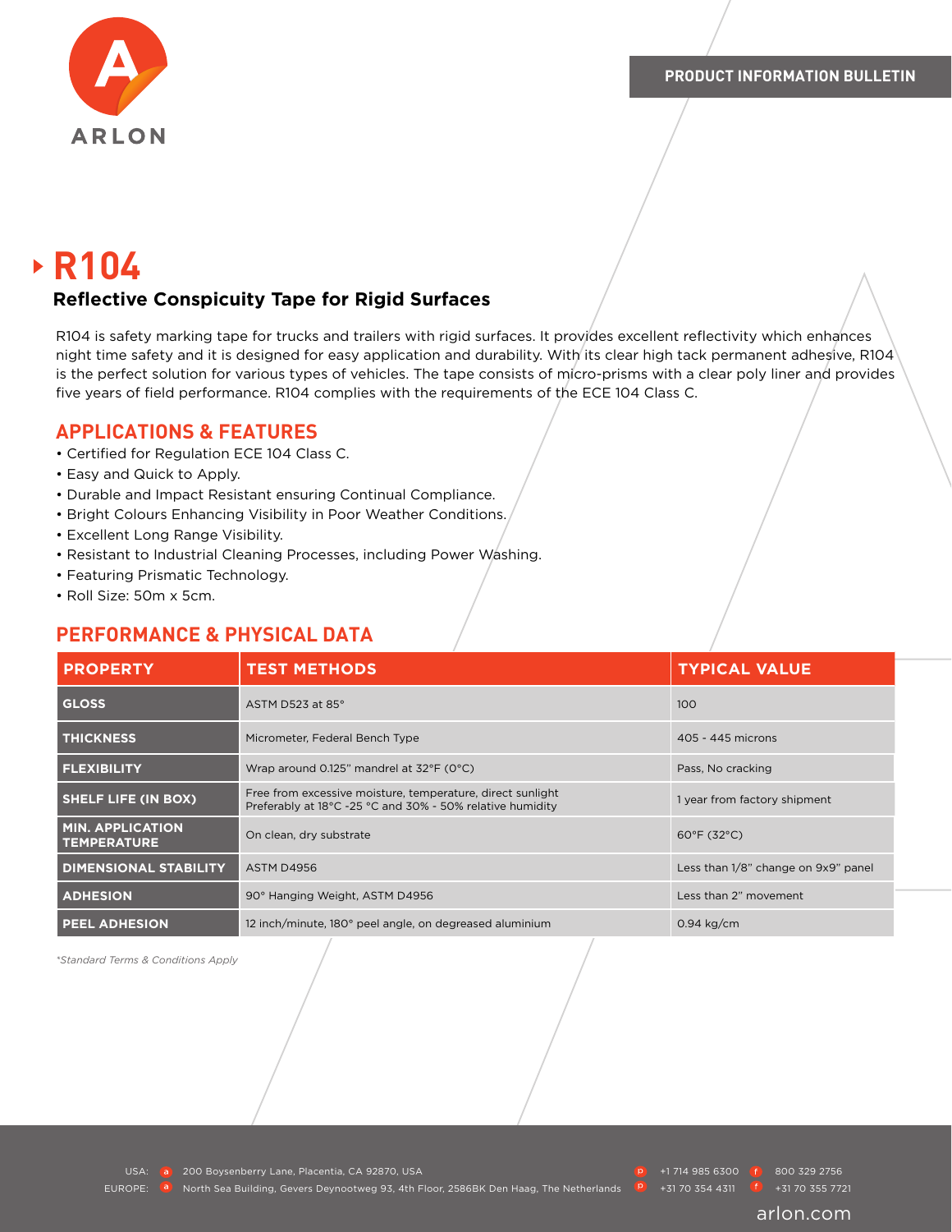ARLON

PRODUCT INFORMATION BULLETIN

# R104

## Reflective Conspicuity Tape for Rigid Surfaces

R104 is safety marking tape for trucks and trailers with rigid surfaces. It provides excellent reflectivity which enhances night time safety and it is designed for easy application and durability. With its clear high tack permanent adhesive, R104 is the perfect solution for various types of vehicles. The tape consists of micro-prisms with a clear poly liner and provides five years of field performance. R104 complies with the requirements of the ECE 104 Class C.

## APPLICATIONS & FEATURES

- Certified for Regulation ECE 104 Class C.
- Easy and Quick to Apply.
- Durable and Impact Resistant ensuring Continual Compliance.
- Bright Colours Enhancing Visibility in Poor Weather Conditions.
- Excellent Long Range Visibility.
- Resistant to Industrial Cleaning Processes, including Power Washing.
- Featuring Prismatic Technology.
- Roll Size: 50m x 5cm.

## PERFORMANCE & PHYSICAL DATA

| PROPERTY | TEST METHODS | TYPICAL VALUE |
|---|---|---|
| GLOSS | ASTM D523 at 85° | 100 |
| THICKNESS | Micrometer, Federal Bench Type | 405 - 445 microns |
| FLEXIBILITY | Wrap around 0.125" mandrel at 32°F (0°C) | Pass, No cracking |
| SHELF LIFE (IN BOX) | Free from excessive moisture, temperature, direct sunlight Preferably at 18°C -25 °C and 30% - 50% relative humidity | 1 year from factory shipment |
| MIN. APPLICATION TEMPERATURE | On clean, dry substrate | 60°F (32°C) |
| DIMENSIONAL STABILITY | ASTM D4956 | Less than 1/8" change on 9x9" panel |
| ADHESION | 90° Hanging Weight, ASTM D4956 | Less than 2" movement |
| PEEL ADHESION | 12 inch/minute, 180° peel angle, on degreased aluminium | 0.94 kg/cm |

*Standard Terms & Conditions Apply*

USA: a 200 Boysenberry Lane, Placentia, CA 92870, USA p +1 714 985 6300 f 800 329 2756

EUROPE: a North Sea Building, Gevers Deynootweg 93, 4th Floor, 2586BK Den Haag, The Netherlands p +31 70 354 4311 f +31 70 355 7721

arlon.com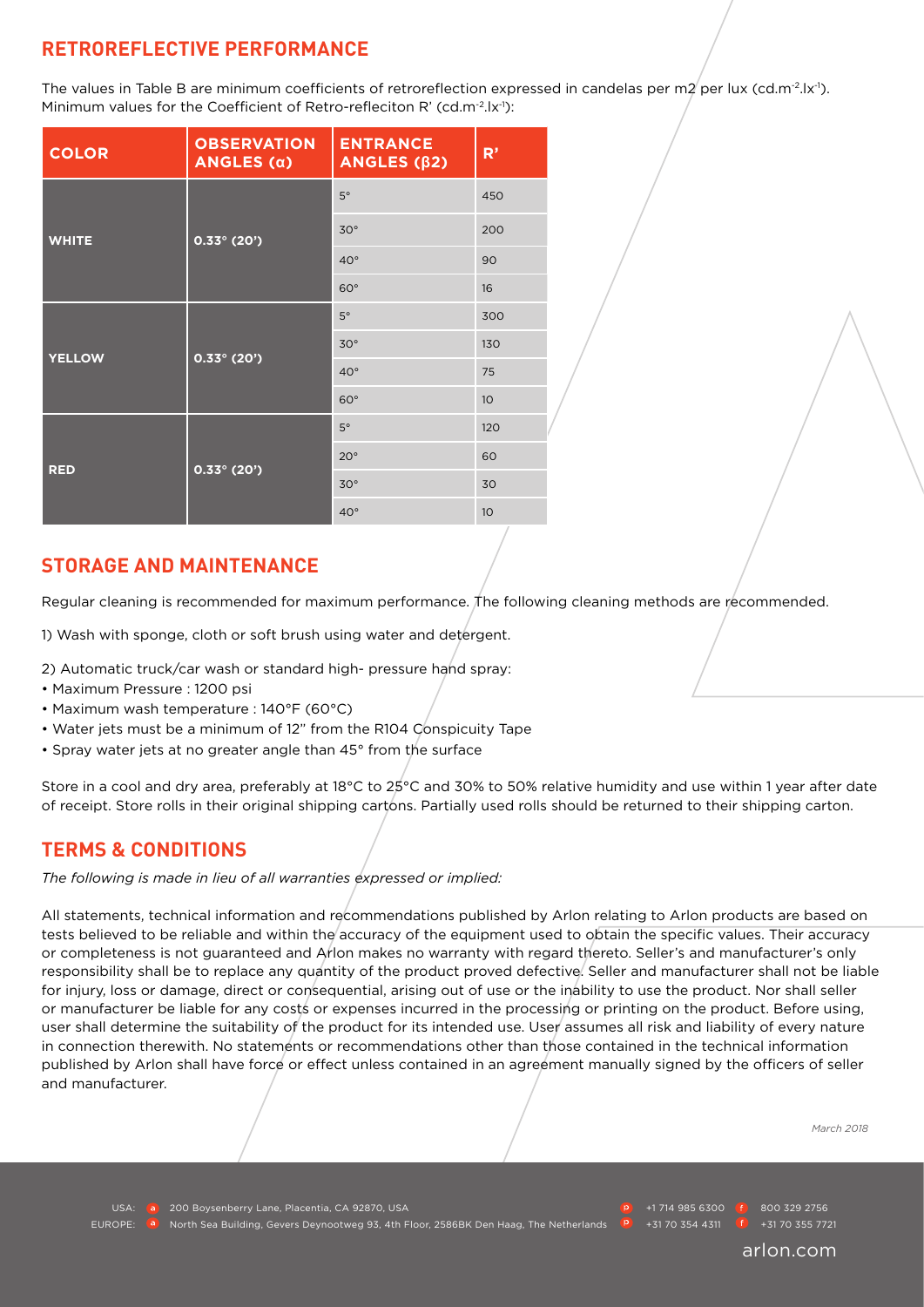## RETROREFLECTIVE PERFORMANCE

The values in Table B are minimum coefficients of retroreflection expressed in candelas per m2 per lux ($cd.m^{-2}.lx^{-1}$). Minimum values for the Coefficient of Retro-refleciton R' ($cd.m^{-2}.lx^{-1}$):

| COLOR | OBSERVATION ANGLES (α) | ENTRANCE ANGLES (β2) | R' |
|---|---|---|---|
| WHITE | 0.33° (20') | 5° | 450 |
| | | 30° | 200 |
| | | 40° | 90 |
| | | 60° | 16 |
| YELLOW | 0.33° (20') | 5° | 300 |
| | | 30° | 130 |
| | | 40° | 75 |
| | | 60° | 10 |
| RED | 0.33° (20') | 5° | 120 |
| | | 20° | 60 |
| | | 30° | 30 |
| | | 40° | 10 |

## STORAGE AND MAINTENANCE

Regular cleaning is recommended for maximum performance. The following cleaning methods are recommended.

1) Wash with sponge, cloth or soft brush using water and detergent.

2) Automatic truck/car wash or standard high- pressure hand spray:
- Maximum Pressure : 1200 psi
- Maximum wash temperature : 140°F (60°C)
- Water jets must be a minimum of 12" from the R104 Conspicuity Tape
- Spray water jets at no greater angle than 45° from the surface

Store in a cool and dry area, preferably at 18°C to 25°C and 30% to 50% relative humidity and use within 1 year after date of receipt. Store rolls in their original shipping cartons. Partially used rolls should be returned to their shipping carton.

## TERMS & CONDITIONS

*The following is made in lieu of all warranties expressed or implied:*

All statements, technical information and recommendations published by Arlon relating to Arlon products are based on tests believed to be reliable and within the accuracy of the equipment used to obtain the specific values. Their accuracy or completeness is not guaranteed and Arlon makes no warranty with regard thereto. Seller's and manufacturer's only responsibility shall be to replace any quantity of the product proved defective. Seller and manufacturer shall not be liable for injury, loss or damage, direct or consequential, arising out of use or the inability to use the product. Nor shall seller or manufacturer be liable for any costs or expenses incurred in the processing or printing on the product. Before using, user shall determine the suitability of the product for its intended use. User assumes all risk and liability of every nature in connection therewith. No statements or recommendations other than those contained in the technical information published by Arlon shall have force or effect unless contained in an agreement manually signed by the officers of seller and manufacturer.

*March 2018*

USA: 200 Boysenberry Lane, Placentia, CA 92870, USA — p +1 714 985 6300 — f 800 329 2756

EUROPE: North Sea Building, Gevers Deynootweg 93, 4th Floor, 2586BK Den Haag, The Netherlands — p +31 70 354 4311 — f +31 70 355 7721

arlon.com